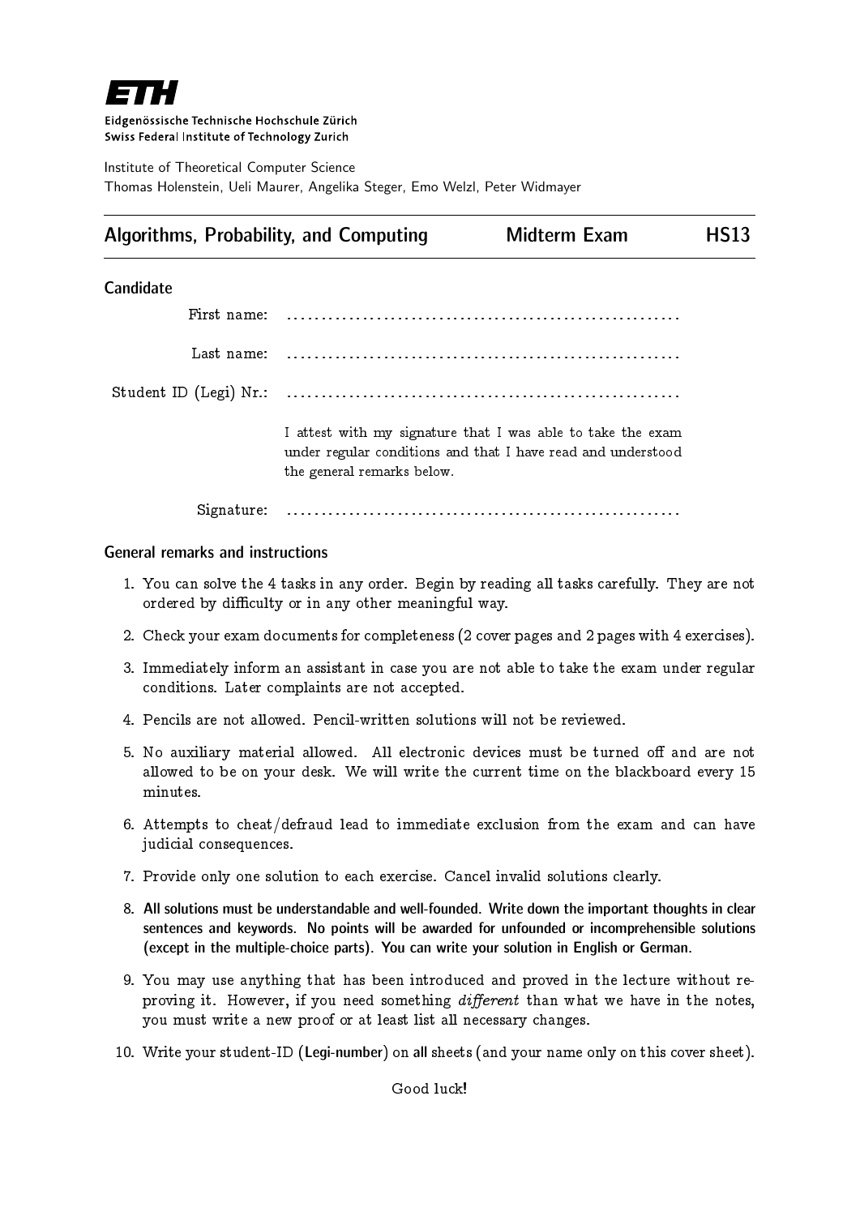**ETH**

Eidgenössische Technische Hochschule Zürich
Swiss Federal Institute of Technology Zurich

Institute of Theoretical Computer Science
Thomas Holenstein, Ueli Maurer, Angelika Steger, Emo Welzl, Peter Widmayer

---

## Algorithms, Probability, and Computing — Midterm Exam — HS13

---

### Candidate

First name: ..........................................................

Last name: ..........................................................

Student ID (Legi) Nr.: ..........................................................

I attest with my signature that I was able to take the exam under regular conditions and that I have read and understood the general remarks below.

Signature: ..........................................................

### General remarks and instructions

1. You can solve the 4 tasks in any order. Begin by reading all tasks carefully. They are not ordered by difficulty or in any other meaningful way.
2. Check your exam documents for completeness (2 cover pages and 2 pages with 4 exercises).
3. Immediately inform an assistant in case you are not able to take the exam under regular conditions. Later complaints are not accepted.
4. Pencils are not allowed. Pencil-written solutions will not be reviewed.
5. No auxiliary material allowed. All electronic devices must be turned off and are not allowed to be on your desk. We will write the current time on the blackboard every 15 minutes.
6. Attempts to cheat/defraud lead to immediate exclusion from the exam and can have judicial consequences.
7. Provide only one solution to each exercise. Cancel invalid solutions clearly.
8. **All solutions must be understandable and well-founded. Write down the important thoughts in clear sentences and keywords. No points will be awarded for unfounded or incomprehensible solutions (except in the multiple-choice parts). You can write your solution in English or German.**
9. You may use anything that has been introduced and proved in the lecture without reproving it. However, if you need something *different* than what we have in the notes, you must write a new proof or at least list all necessary changes.
10. Write your student-ID (**Legi-number**) on **all** sheets (and your name only on this cover sheet).

Good luck!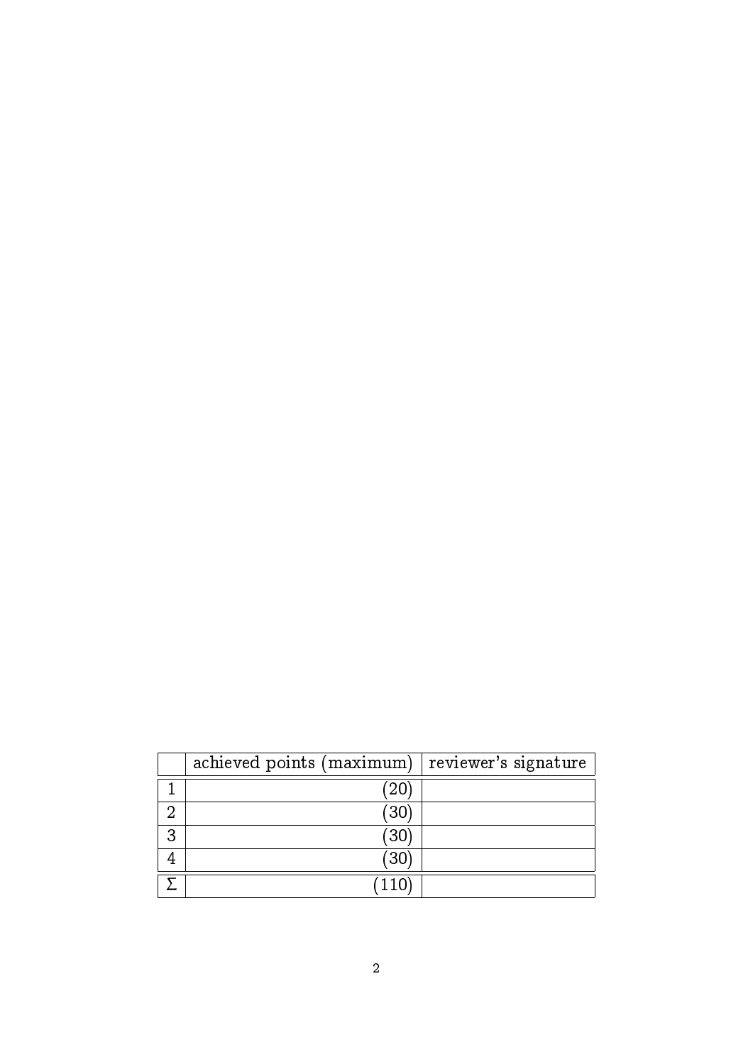|  | achieved points (maximum) | reviewer's signature |
|---|---|---|
| 1 | (20) |  |
| 2 | (30) |  |
| 3 | (30) |  |
| 4 | (30) |  |
| $\Sigma$ | (110) |  |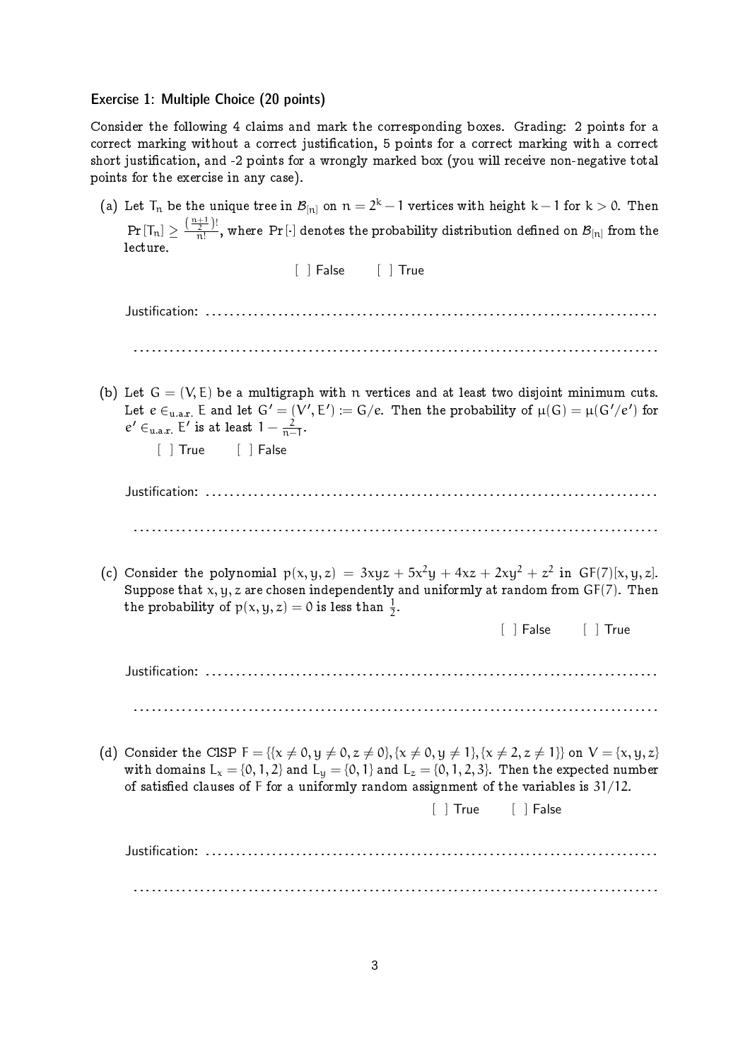### Exercise 1: Multiple Choice (20 points)

Consider the following 4 claims and mark the corresponding boxes. Grading: 2 points for a correct marking without a correct justification, 5 points for a correct marking with a correct short justification, and -2 points for a wrongly marked box (you will receive non-negative total points for the exercise in any case).

(a) Let $T_n$ be the unique tree in $\mathcal{B}_{[n]}$ on $n = 2^k - 1$ vertices with height $k-1$ for $k > 0$. Then $\Pr[T_n] \geq \frac{(\frac{n+1}{2})!}{n!}$, where $\Pr[\cdot]$ denotes the probability distribution defined on $\mathcal{B}_{[n]}$ from the lecture.

[ ] False [ ] True

Justification: ..........................................................................

..........................................................................................

(b) Let $G = (V, E)$ be a multigraph with $n$ vertices and at least two disjoint minimum cuts. Let $e \in_{\text{u.a.r.}} E$ and let $G' = (V', E') := G/e$. Then the probability of $\mu(G) = \mu(G'/e')$ for $e' \in_{\text{u.a.r.}} E'$ is at least $1 - \frac{2}{n-1}$.

[ ] True [ ] False

Justification: ..........................................................................

..........................................................................................

(c) Consider the polynomial $p(x, y, z) = 3xyz + 5x^2y + 4xz + 2xy^2 + z^2$ in $GF(7)[x, y, z]$. Suppose that $x, y, z$ are chosen independently and uniformly at random from $GF(7)$. Then the probability of $p(x, y, z) = 0$ is less than $\frac{1}{2}$.

[ ] False [ ] True

Justification: ..........................................................................

..........................................................................................

(d) Consider the ClSP $F = \{\{x \neq 0, y \neq 0, z \neq 0\}, \{x \neq 0, y \neq 1\}, \{x \neq 2, z \neq 1\}\}$ on $V = \{x, y, z\}$ with domains $L_x = \{0, 1, 2\}$ and $L_y = \{0, 1\}$ and $L_z = \{0, 1, 2, 3\}$. Then the expected number of satisfied clauses of $F$ for a uniformly random assignment of the variables is $31/12$.

[ ] True [ ] False

Justification: ..........................................................................

..........................................................................................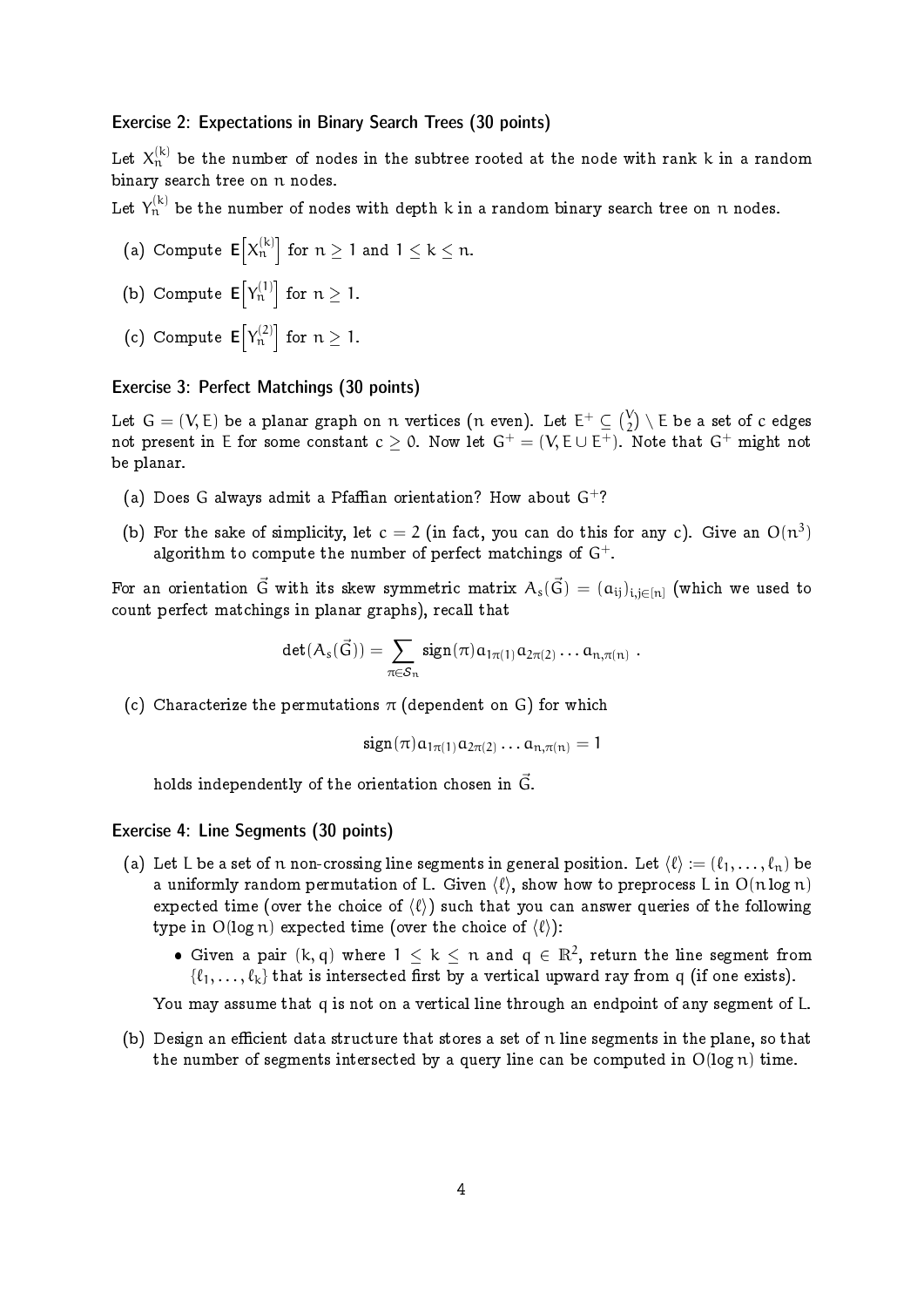### Exercise 2: Expectations in Binary Search Trees (30 points)

Let $X_n^{(k)}$ be the number of nodes in the subtree rooted at the node with rank k in a random binary search tree on n nodes.

Let $Y_n^{(k)}$ be the number of nodes with depth k in a random binary search tree on n nodes.

(a) Compute $\mathbf{E}\left[X_n^{(k)}\right]$ for $n \geq 1$ and $1 \leq k \leq n$.

(b) Compute $\mathbf{E}\left[Y_n^{(1)}\right]$ for $n \geq 1$.

(c) Compute $\mathbf{E}\left[Y_n^{(2)}\right]$ for $n \geq 1$.

### Exercise 3: Perfect Matchings (30 points)

Let $G = (V, E)$ be a planar graph on $n$ vertices ($n$ even). Let $E^+ \subseteq \binom{V}{2} \setminus E$ be a set of $c$ edges not present in $E$ for some constant $c \geq 0$. Now let $G^+ = (V, E \cup E^+)$. Note that $G^+$ might not be planar.

(a) Does $G$ always admit a Pfaffian orientation? How about $G^+$?

(b) For the sake of simplicity, let $c = 2$ (in fact, you can do this for any $c$). Give an $O(n^3)$ algorithm to compute the number of perfect matchings of $G^+$.

For an orientation $\vec{G}$ with its skew symmetric matrix $A_s(\vec{G}) = (a_{ij})_{i,j \in [n]}$ (which we used to count perfect matchings in planar graphs), recall that

$$\det(A_s(\vec{G})) = \sum_{\pi \in \mathcal{S}_n} \operatorname{sign}(\pi) a_{1\pi(1)} a_{2\pi(2)} \dots a_{n,\pi(n)} \ .$$

(c) Characterize the permutations $\pi$ (dependent on $G$) for which

$$\operatorname{sign}(\pi) a_{1\pi(1)} a_{2\pi(2)} \dots a_{n,\pi(n)} = 1$$

holds independently of the orientation chosen in $\vec{G}$.

### Exercise 4: Line Segments (30 points)

(a) Let $L$ be a set of $n$ non-crossing line segments in general position. Let $\langle \ell \rangle := (\ell_1, \dots, \ell_n)$ be a uniformly random permutation of $L$. Given $\langle \ell \rangle$, show how to preprocess $L$ in $O(n \log n)$ expected time (over the choice of $\langle \ell \rangle$) such that you can answer queries of the following type in $O(\log n)$ expected time (over the choice of $\langle \ell \rangle$):

- Given a pair $(k, q)$ where $1 \leq k \leq n$ and $q \in \mathbb{R}^2$, return the line segment from $\{\ell_1, \dots, \ell_k\}$ that is intersected first by a vertical upward ray from $q$ (if one exists).

You may assume that $q$ is not on a vertical line through an endpoint of any segment of $L$.

(b) Design an efficient data structure that stores a set of $n$ line segments in the plane, so that the number of segments intersected by a query line can be computed in $O(\log n)$ time.